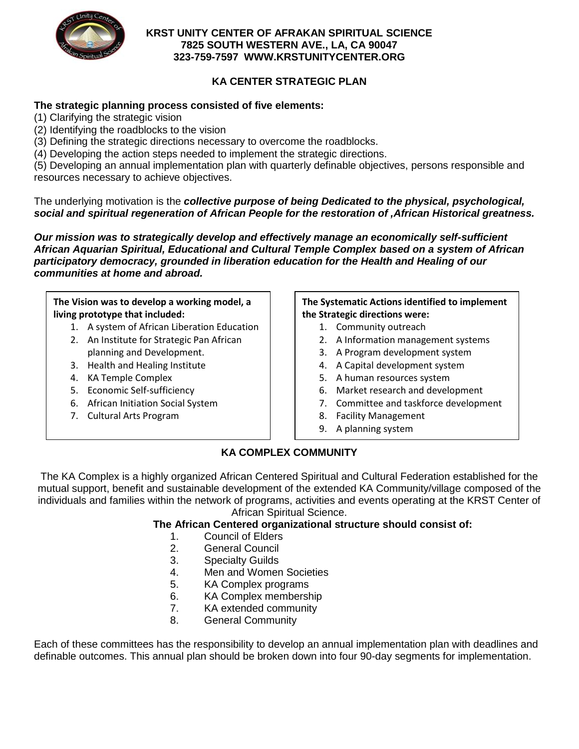**KRST UNITY CENTER OF AFRAKAN SPIRITUAL SCIENCE**
**7825 SOUTH WESTERN AVE., LA, CA 90047**
**323-759-7597 WWW.KRSTUNITYCENTER.ORG**

## KA CENTER STRATEGIC PLAN

**The strategic planning process consisted of five elements:**

(1) Clarifying the strategic vision
(2) Identifying the roadblocks to the vision
(3) Defining the strategic directions necessary to overcome the roadblocks.
(4) Developing the action steps needed to implement the strategic directions.
(5) Developing an annual implementation plan with quarterly definable objectives, persons responsible and resources necessary to achieve objectives.

The underlying motivation is the ***collective purpose of being Dedicated to the physical, psychological, social and spiritual regeneration of African People for the restoration of ,African Historical greatness.***

***Our mission was to strategically develop and effectively manage an economically self-sufficient African Aquarian Spiritual, Educational and Cultural Temple Complex based on a system of African participatory democracy, grounded in liberation education for the Health and Healing of our communities at home and abroad.***

**The Vision was to develop a working model, a living prototype that included:**

1. A system of African Liberation Education
2. An Institute for Strategic Pan African planning and Development.
3. Health and Healing Institute
4. KA Temple Complex
5. Economic Self-sufficiency
6. African Initiation Social System
7. Cultural Arts Program

**The Systematic Actions identified to implement the Strategic directions were:**

1. Community outreach
2. A Information management systems
3. A Program development system
4. A Capital development system
5. A human resources system
6. Market research and development
7. Committee and taskforce development
8. Facility Management
9. A planning system

## KA COMPLEX COMMUNITY

The KA Complex is a highly organized African Centered Spiritual and Cultural Federation established for the mutual support, benefit and sustainable development of the extended KA Community/village composed of the individuals and families within the network of programs, activities and events operating at the KRST Center of African Spiritual Science.

**The African Centered organizational structure should consist of:**

1. Council of Elders
2. General Council
3. Specialty Guilds
4. Men and Women Societies
5. KA Complex programs
6. KA Complex membership
7. KA extended community
8. General Community

Each of these committees has the responsibility to develop an annual implementation plan with deadlines and definable outcomes. This annual plan should be broken down into four 90-day segments for implementation.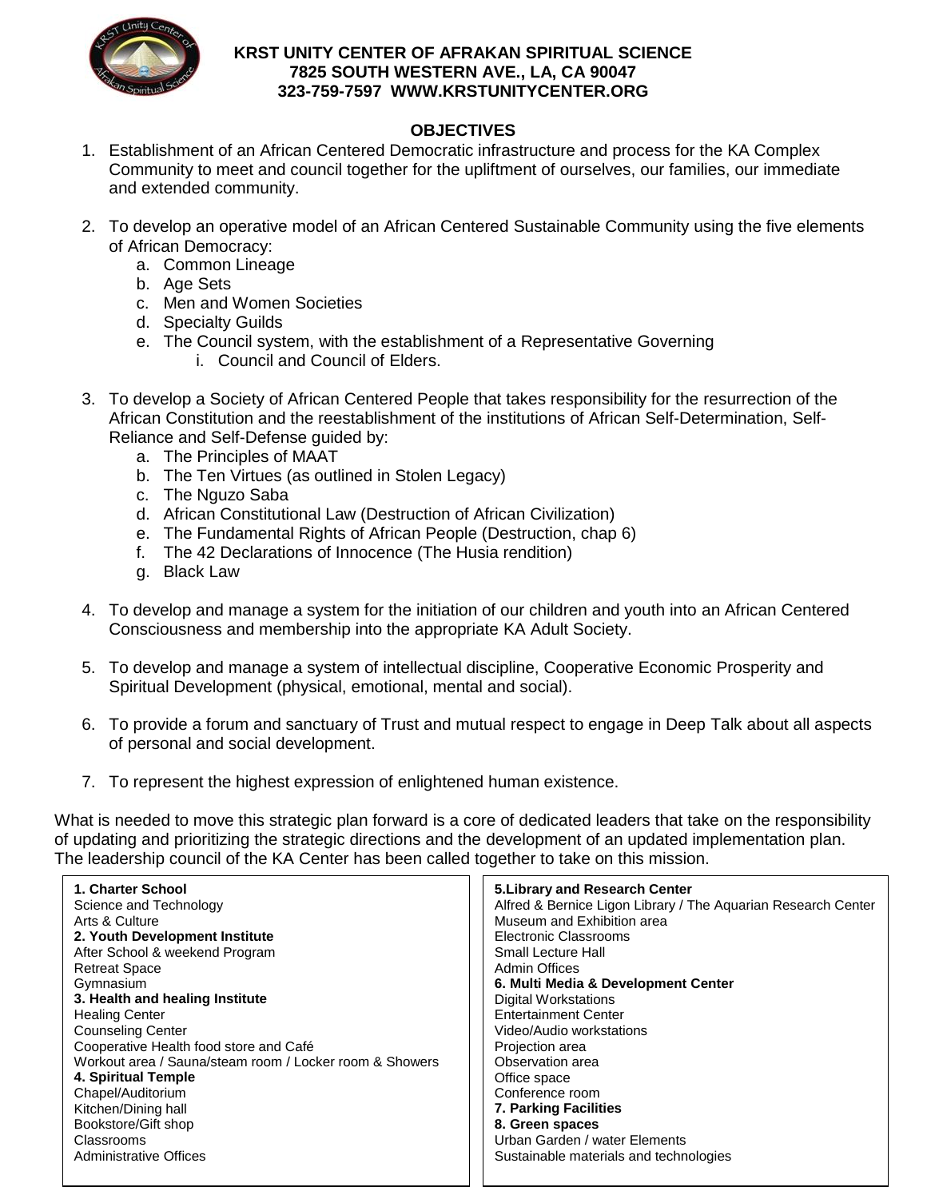**KRST UNITY CENTER OF AFRAKAN SPIRITUAL SCIENCE**
**7825 SOUTH WESTERN AVE., LA, CA 90047**
**323-759-7597 WWW.KRSTUNITYCENTER.ORG**

## OBJECTIVES

1. Establishment of an African Centered Democratic infrastructure and process for the KA Complex Community to meet and council together for the upliftment of ourselves, our families, our immediate and extended community.

2. To develop an operative model of an African Centered Sustainable Community using the five elements of African Democracy:
   a. Common Lineage
   b. Age Sets
   c. Men and Women Societies
   d. Specialty Guilds
   e. The Council system, with the establishment of a Representative Governing
      i. Council and Council of Elders.

3. To develop a Society of African Centered People that takes responsibility for the resurrection of the African Constitution and the reestablishment of the institutions of African Self-Determination, Self-Reliance and Self-Defense guided by:
   a. The Principles of MAAT
   b. The Ten Virtues (as outlined in Stolen Legacy)
   c. The Nguzo Saba
   d. African Constitutional Law (Destruction of African Civilization)
   e. The Fundamental Rights of African People (Destruction, chap 6)
   f. The 42 Declarations of Innocence (The Husia rendition)
   g. Black Law

4. To develop and manage a system for the initiation of our children and youth into an African Centered Consciousness and membership into the appropriate KA Adult Society.

5. To develop and manage a system of intellectual discipline, Cooperative Economic Prosperity and Spiritual Development (physical, emotional, mental and social).

6. To provide a forum and sanctuary of Trust and mutual respect to engage in Deep Talk about all aspects of personal and social development.

7. To represent the highest expression of enlightened human existence.

What is needed to move this strategic plan forward is a core of dedicated leaders that take on the responsibility of updating and prioritizing the strategic directions and the development of an updated implementation plan. The leadership council of the KA Center has been called together to take on this mission.

**1. Charter School**
Science and Technology
Arts & Culture
**2. Youth Development Institute**
After School & weekend Program
Retreat Space
Gymnasium
**3. Health and healing Institute**
Healing Center
Counseling Center
Cooperative Health food store and Café
Workout area / Sauna/steam room / Locker room & Showers
**4. Spiritual Temple**
Chapel/Auditorium
Kitchen/Dining hall
Bookstore/Gift shop
Classrooms
Administrative Offices

**5.Library and Research Center**
Alfred & Bernice Ligon Library / The Aquarian Research Center
Museum and Exhibition area
Electronic Classrooms
Small Lecture Hall
Admin Offices
**6. Multi Media & Development Center**
Digital Workstations
Entertainment Center
Video/Audio workstations
Projection area
Observation area
Office space
Conference room
**7. Parking Facilities**
**8. Green spaces**
Urban Garden / water Elements
Sustainable materials and technologies